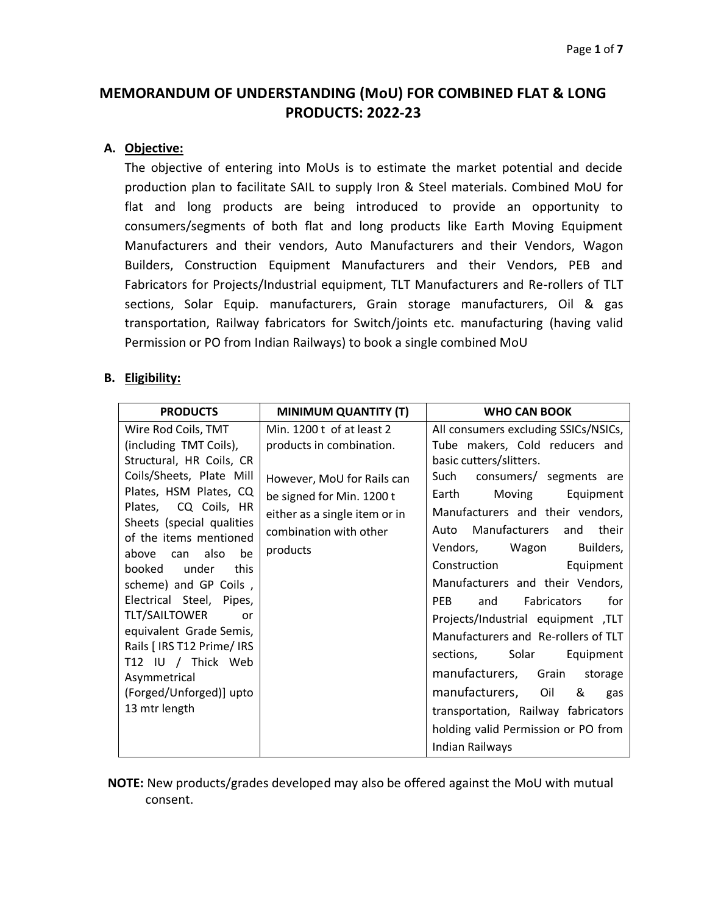# MEMORANDUM OF UNDERSTANDING (MoU) FOR COMBINED FLAT & LONG PRODUCTS: 2022-23

## A. Objective:

The objective of entering into MoUs is to estimate the market potential and decide production plan to facilitate SAIL to supply Iron & Steel materials. Combined MoU for flat and long products are being introduced to provide an opportunity to consumers/segments of both flat and long products like Earth Moving Equipment Manufacturers and their vendors, Auto Manufacturers and their Vendors, Wagon Builders, Construction Equipment Manufacturers and their Vendors, PEB and Fabricators for Projects/Industrial equipment, TLT Manufacturers and Re-rollers of TLT sections, Solar Equip. manufacturers, Grain storage manufacturers, Oil & gas transportation, Railway fabricators for Switch/joints etc. manufacturing (having valid Permission or PO from Indian Railways) to book a single combined MoU

## B. Eligibility:

| PRODUCTS | MINIMUM QUANTITY (T) | WHO CAN BOOK |
|---|---|---|
| Wire Rod Coils, TMT (including TMT Coils), Structural, HR Coils, CR Coils/Sheets, Plate Mill Plates, HSM Plates, CQ Plates, CQ Coils, HR Sheets (special qualities of the items mentioned above can also be booked under this scheme) and GP Coils , Electrical Steel, Pipes, TLT/SAILTOWER or equivalent Grade Semis, Rails [ IRS T12 Prime/ IRS T12 IU / Thick Web Asymmetrical (Forged/Unforged)] upto 13 mtr length | Min. 1200 t of at least 2 products in combination.<br><br>However, MoU for Rails can be signed for Min. 1200 t either as a single item or in combination with other products | All consumers excluding SSICs/NSICs, Tube makers, Cold reducers and basic cutters/slitters.<br>Such consumers/ segments are Earth Moving Equipment Manufacturers and their vendors, Auto Manufacturers and their Vendors, Wagon Builders, Construction Equipment Manufacturers and their Vendors, PEB and Fabricators for Projects/Industrial equipment ,TLT Manufacturers and Re-rollers of TLT sections, Solar Equipment manufacturers, Grain storage manufacturers, Oil & gas transportation, Railway fabricators holding valid Permission or PO from Indian Railways |

**NOTE:** New products/grades developed may also be offered against the MoU with mutual consent.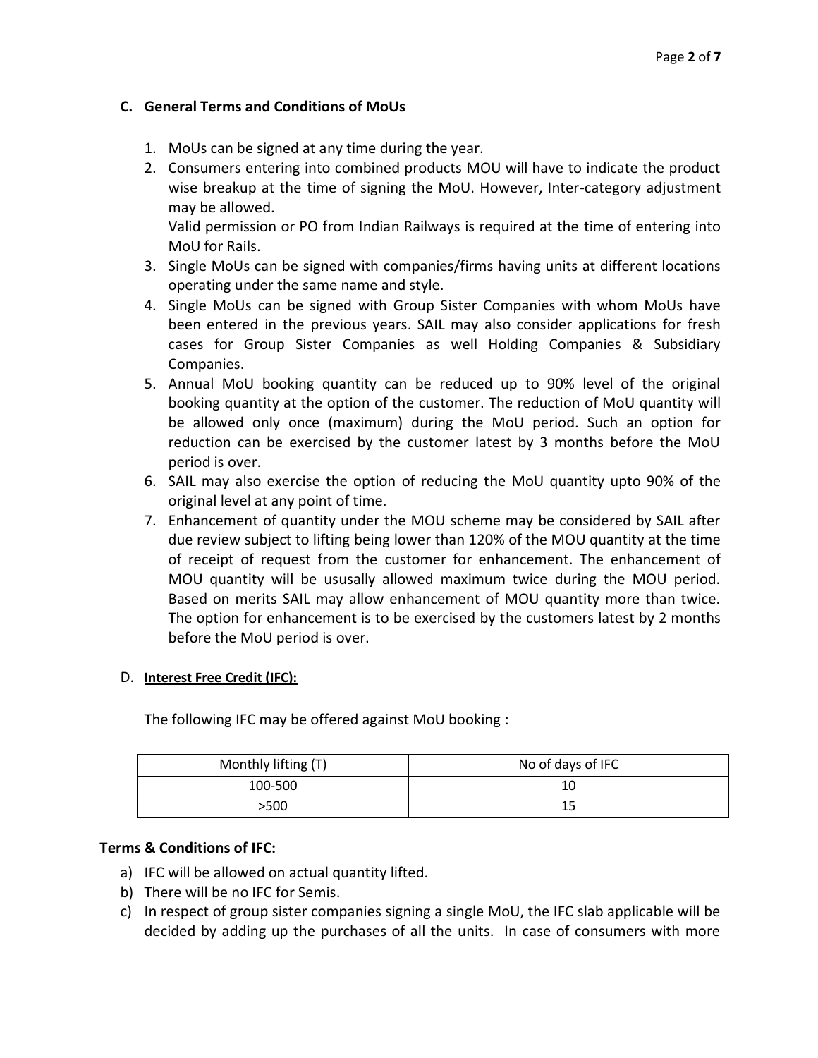## C. General Terms and Conditions of MoUs

1. MoUs can be signed at any time during the year.
2. Consumers entering into combined products MOU will have to indicate the product wise breakup at the time of signing the MoU. However, Inter-category adjustment may be allowed.
   Valid permission or PO from Indian Railways is required at the time of entering into MoU for Rails.
3. Single MoUs can be signed with companies/firms having units at different locations operating under the same name and style.
4. Single MoUs can be signed with Group Sister Companies with whom MoUs have been entered in the previous years. SAIL may also consider applications for fresh cases for Group Sister Companies as well Holding Companies & Subsidiary Companies.
5. Annual MoU booking quantity can be reduced up to 90% level of the original booking quantity at the option of the customer. The reduction of MoU quantity will be allowed only once (maximum) during the MoU period. Such an option for reduction can be exercised by the customer latest by 3 months before the MoU period is over.
6. SAIL may also exercise the option of reducing the MoU quantity upto 90% of the original level at any point of time.
7. Enhancement of quantity under the MOU scheme may be considered by SAIL after due review subject to lifting being lower than 120% of the MOU quantity at the time of receipt of request from the customer for enhancement. The enhancement of MOU quantity will be ususally allowed maximum twice during the MOU period. Based on merits SAIL may allow enhancement of MOU quantity more than twice. The option for enhancement is to be exercised by the customers latest by 2 months before the MoU period is over.

## D. Interest Free Credit (IFC):

The following IFC may be offered against MoU booking :

| Monthly lifting (T) | No of days of IFC |
| --- | --- |
| 100-500 | 10 |
| >500 | 15 |

**Terms & Conditions of IFC:**

a) IFC will be allowed on actual quantity lifted.
b) There will be no IFC for Semis.
c) In respect of group sister companies signing a single MoU, the IFC slab applicable will be decided by adding up the purchases of all the units. In case of consumers with more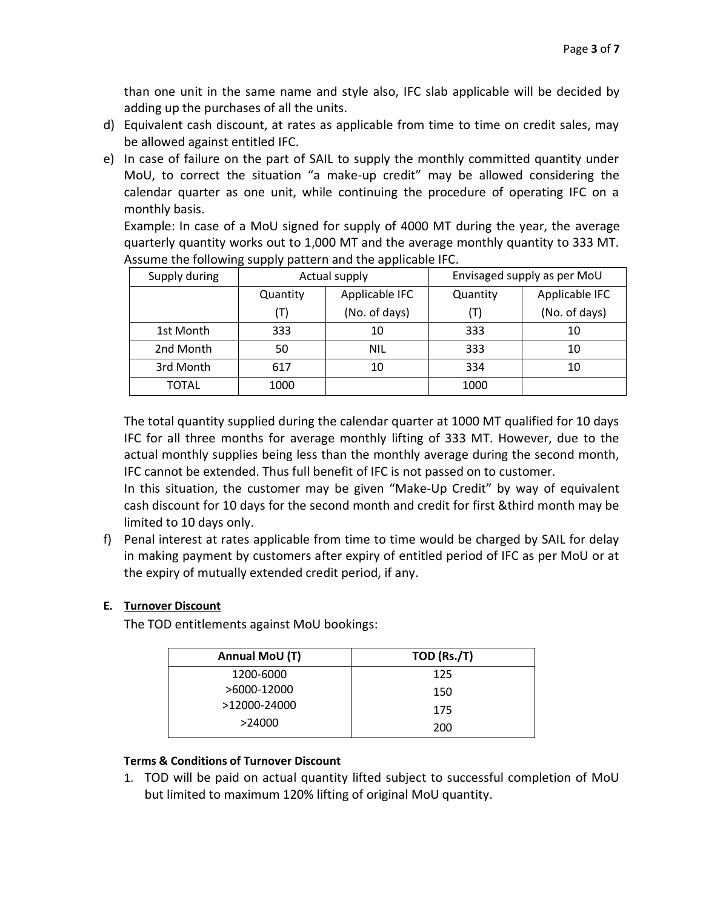than one unit in the same name and style also, IFC slab applicable will be decided by adding up the purchases of all the units.

d) Equivalent cash discount, at rates as applicable from time to time on credit sales, may be allowed against entitled IFC.

e) In case of failure on the part of SAIL to supply the monthly committed quantity under MoU, to correct the situation "a make-up credit" may be allowed considering the calendar quarter as one unit, while continuing the procedure of operating IFC on a monthly basis.

   Example: In case of a MoU signed for supply of 4000 MT during the year, the average quarterly quantity works out to 1,000 MT and the average monthly quantity to 333 MT. Assume the following supply pattern and the applicable IFC.

| Supply during | Actual supply | | Envisaged supply as per MoU | |
|---|---|---|---|---|
| | Quantity (T) | Applicable IFC (No. of days) | Quantity (T) | Applicable IFC (No. of days) |
| 1st Month | 333 | 10 | 333 | 10 |
| 2nd Month | 50 | NIL | 333 | 10 |
| 3rd Month | 617 | 10 | 334 | 10 |
| TOTAL | 1000 | | 1000 | |

   The total quantity supplied during the calendar quarter at 1000 MT qualified for 10 days IFC for all three months for average monthly lifting of 333 MT. However, due to the actual monthly supplies being less than the monthly average during the second month, IFC cannot be extended. Thus full benefit of IFC is not passed on to customer.

   In this situation, the customer may be given "Make-Up Credit" by way of equivalent cash discount for 10 days for the second month and credit for first &third month may be limited to 10 days only.

f) Penal interest at rates applicable from time to time would be charged by SAIL for delay in making payment by customers after expiry of entitled period of IFC as per MoU or at the expiry of mutually extended credit period, if any.

**E. Turnover Discount**

The TOD entitlements against MoU bookings:

| Annual MoU (T) | TOD (Rs./T) |
|---|---|
| 1200-6000 | 125 |
| >6000-12000 | 150 |
| >12000-24000 | 175 |
| >24000 | 200 |

**Terms & Conditions of Turnover Discount**

1. TOD will be paid on actual quantity lifted subject to successful completion of MoU but limited to maximum 120% lifting of original MoU quantity.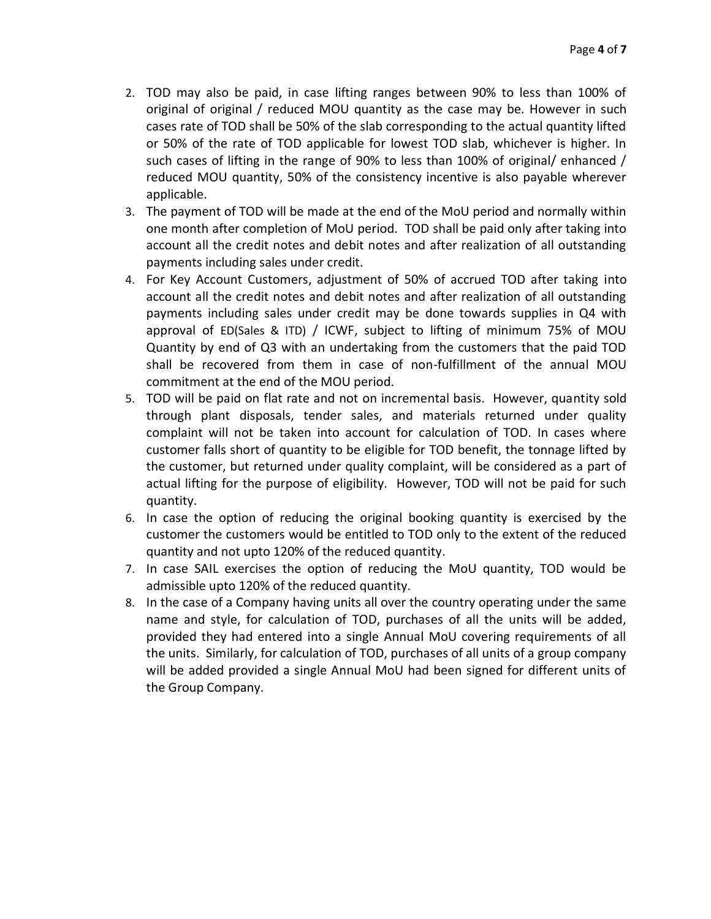2. TOD may also be paid, in case lifting ranges between 90% to less than 100% of original of original / reduced MOU quantity as the case may be. However in such cases rate of TOD shall be 50% of the slab corresponding to the actual quantity lifted or 50% of the rate of TOD applicable for lowest TOD slab, whichever is higher. In such cases of lifting in the range of 90% to less than 100% of original/ enhanced / reduced MOU quantity, 50% of the consistency incentive is also payable wherever applicable.
3. The payment of TOD will be made at the end of the MoU period and normally within one month after completion of MoU period. TOD shall be paid only after taking into account all the credit notes and debit notes and after realization of all outstanding payments including sales under credit.
4. For Key Account Customers, adjustment of 50% of accrued TOD after taking into account all the credit notes and debit notes and after realization of all outstanding payments including sales under credit may be done towards supplies in Q4 with approval of ED(Sales & ITD) / ICWF, subject to lifting of minimum 75% of MOU Quantity by end of Q3 with an undertaking from the customers that the paid TOD shall be recovered from them in case of non-fulfillment of the annual MOU commitment at the end of the MOU period.
5. TOD will be paid on flat rate and not on incremental basis. However, quantity sold through plant disposals, tender sales, and materials returned under quality complaint will not be taken into account for calculation of TOD. In cases where customer falls short of quantity to be eligible for TOD benefit, the tonnage lifted by the customer, but returned under quality complaint, will be considered as a part of actual lifting for the purpose of eligibility. However, TOD will not be paid for such quantity.
6. In case the option of reducing the original booking quantity is exercised by the customer the customers would be entitled to TOD only to the extent of the reduced quantity and not upto 120% of the reduced quantity.
7. In case SAIL exercises the option of reducing the MoU quantity, TOD would be admissible upto 120% of the reduced quantity.
8. In the case of a Company having units all over the country operating under the same name and style, for calculation of TOD, purchases of all the units will be added, provided they had entered into a single Annual MoU covering requirements of all the units. Similarly, for calculation of TOD, purchases of all units of a group company will be added provided a single Annual MoU had been signed for different units of the Group Company.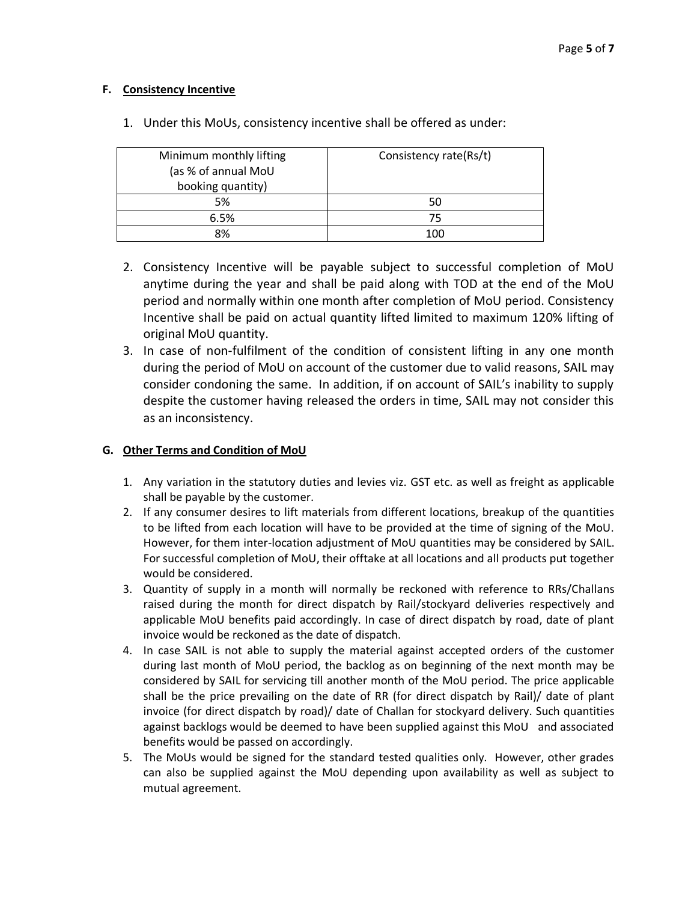#### F. Consistency Incentive

1. Under this MoUs, consistency incentive shall be offered as under:

| Minimum monthly lifting (as % of annual MoU booking quantity) | Consistency rate(Rs/t) |
|---|---|
| 5% | 50 |
| 6.5% | 75 |
| 8% | 100 |

2. Consistency Incentive will be payable subject to successful completion of MoU anytime during the year and shall be paid along with TOD at the end of the MoU period and normally within one month after completion of MoU period. Consistency Incentive shall be paid on actual quantity lifted limited to maximum 120% lifting of original MoU quantity.
3. In case of non-fulfilment of the condition of consistent lifting in any one month during the period of MoU on account of the customer due to valid reasons, SAIL may consider condoning the same. In addition, if on account of SAIL's inability to supply despite the customer having released the orders in time, SAIL may not consider this as an inconsistency.

#### G. Other Terms and Condition of MoU

1. Any variation in the statutory duties and levies viz. GST etc. as well as freight as applicable shall be payable by the customer.
2. If any consumer desires to lift materials from different locations, breakup of the quantities to be lifted from each location will have to be provided at the time of signing of the MoU. However, for them inter-location adjustment of MoU quantities may be considered by SAIL. For successful completion of MoU, their offtake at all locations and all products put together would be considered.
3. Quantity of supply in a month will normally be reckoned with reference to RRs/Challans raised during the month for direct dispatch by Rail/stockyard deliveries respectively and applicable MoU benefits paid accordingly. In case of direct dispatch by road, date of plant invoice would be reckoned as the date of dispatch.
4. In case SAIL is not able to supply the material against accepted orders of the customer during last month of MoU period, the backlog as on beginning of the next month may be considered by SAIL for servicing till another month of the MoU period. The price applicable shall be the price prevailing on the date of RR (for direct dispatch by Rail)/ date of plant invoice (for direct dispatch by road)/ date of Challan for stockyard delivery. Such quantities against backlogs would be deemed to have been supplied against this MoU and associated benefits would be passed on accordingly.
5. The MoUs would be signed for the standard tested qualities only. However, other grades can also be supplied against the MoU depending upon availability as well as subject to mutual agreement.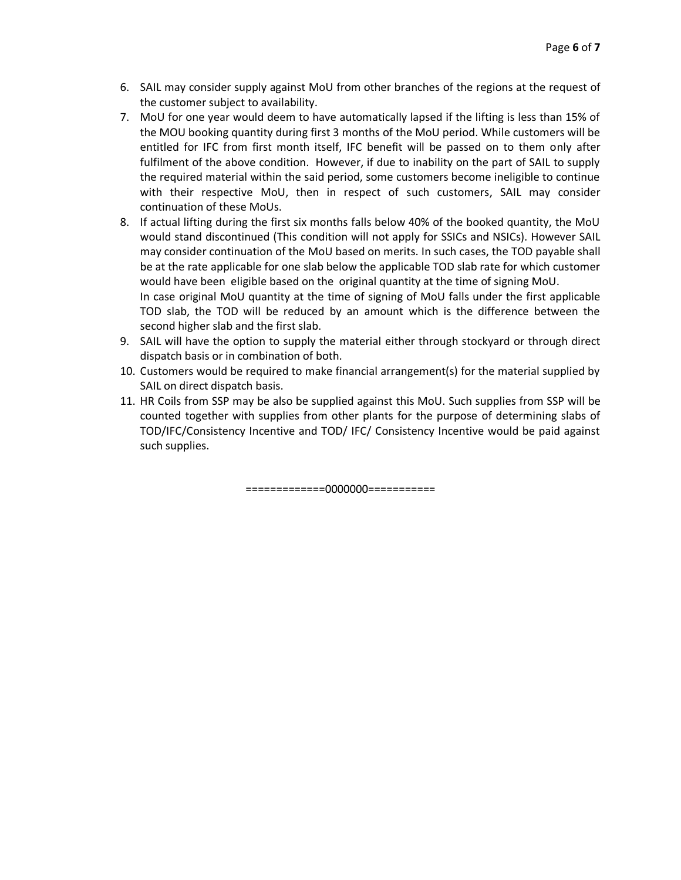6. SAIL may consider supply against MoU from other branches of the regions at the request of the customer subject to availability.
7. MoU for one year would deem to have automatically lapsed if the lifting is less than 15% of the MOU booking quantity during first 3 months of the MoU period. While customers will be entitled for IFC from first month itself, IFC benefit will be passed on to them only after fulfilment of the above condition. However, if due to inability on the part of SAIL to supply the required material within the said period, some customers become ineligible to continue with their respective MoU, then in respect of such customers, SAIL may consider continuation of these MoUs.
8. If actual lifting during the first six months falls below 40% of the booked quantity, the MoU would stand discontinued (This condition will not apply for SSICs and NSICs). However SAIL may consider continuation of the MoU based on merits. In such cases, the TOD payable shall be at the rate applicable for one slab below the applicable TOD slab rate for which customer would have been eligible based on the original quantity at the time of signing MoU.

   In case original MoU quantity at the time of signing of MoU falls under the first applicable TOD slab, the TOD will be reduced by an amount which is the difference between the second higher slab and the first slab.
9. SAIL will have the option to supply the material either through stockyard or through direct dispatch basis or in combination of both.
10. Customers would be required to make financial arrangement(s) for the material supplied by SAIL on direct dispatch basis.
11. HR Coils from SSP may be also be supplied against this MoU. Such supplies from SSP will be counted together with supplies from other plants for the purpose of determining slabs of TOD/IFC/Consistency Incentive and TOD/ IFC/ Consistency Incentive would be paid against such supplies.

=============0000000===========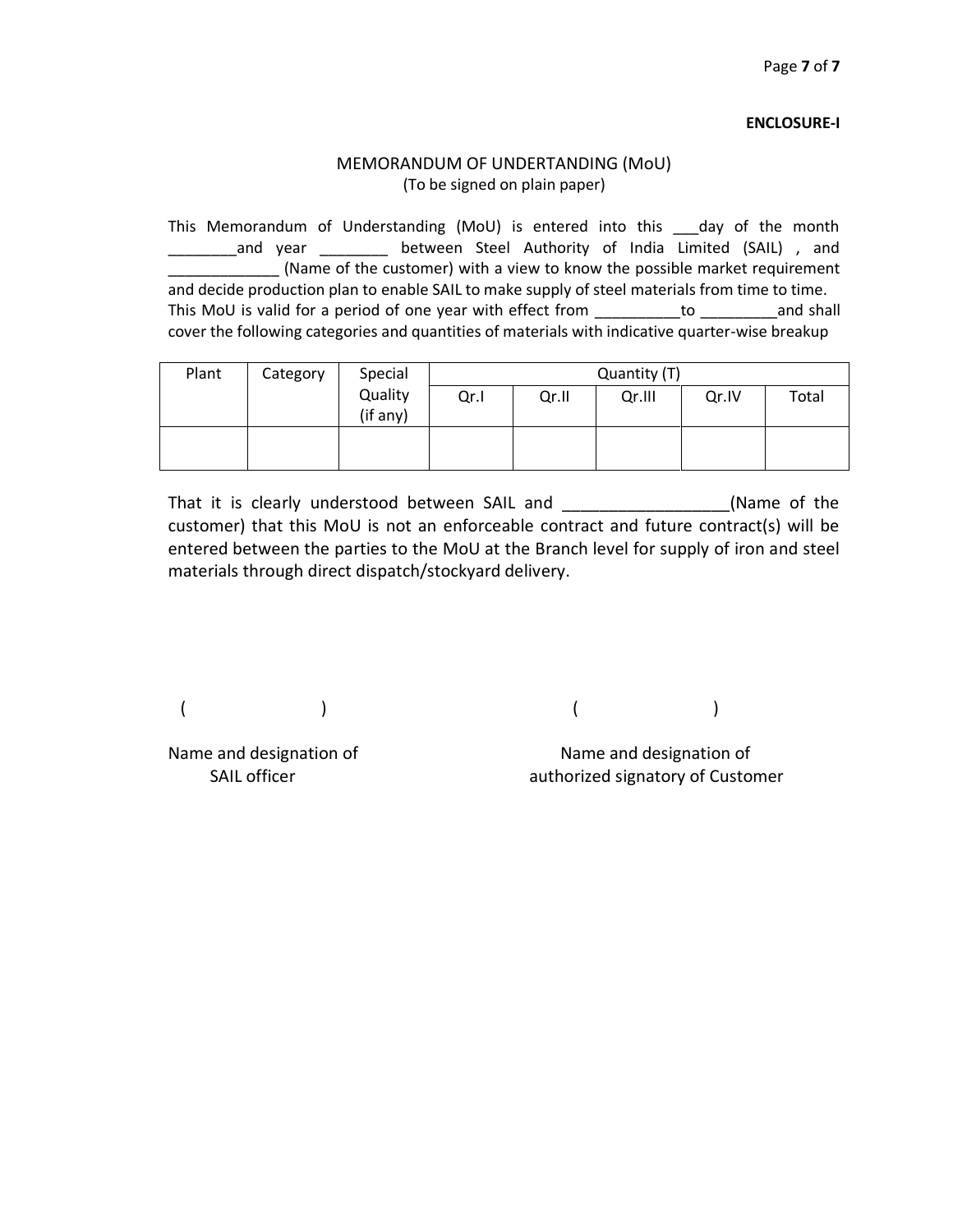**ENCLOSURE-I**

## MEMORANDUM OF UNDERTANDING (MoU)

(To be signed on plain paper)

This Memorandum of Understanding (MoU) is entered into this ___day of the month ________and year ________ between Steel Authority of India Limited (SAIL) , and _____________ (Name of the customer) with a view to know the possible market requirement and decide production plan to enable SAIL to make supply of steel materials from time to time. This MoU is valid for a period of one year with effect from __________to _________and shall cover the following categories and quantities of materials with indicative quarter-wise breakup

| Plant | Category | Special Quality (if any) | Quantity (T) | | | | |
|---|---|---|---|---|---|---|---|
| | | | Qr.I | Qr.II | Qr.III | Qr.IV | Total |
| | | | | | | | |

That it is clearly understood between SAIL and _________________(Name of the customer) that this MoU is not an enforceable contract and future contract(s) will be entered between the parties to the MoU at the Branch level for supply of iron and steel materials through direct dispatch/stockyard delivery.

( )

Name and designation of SAIL officer

( )

Name and designation of authorized signatory of Customer